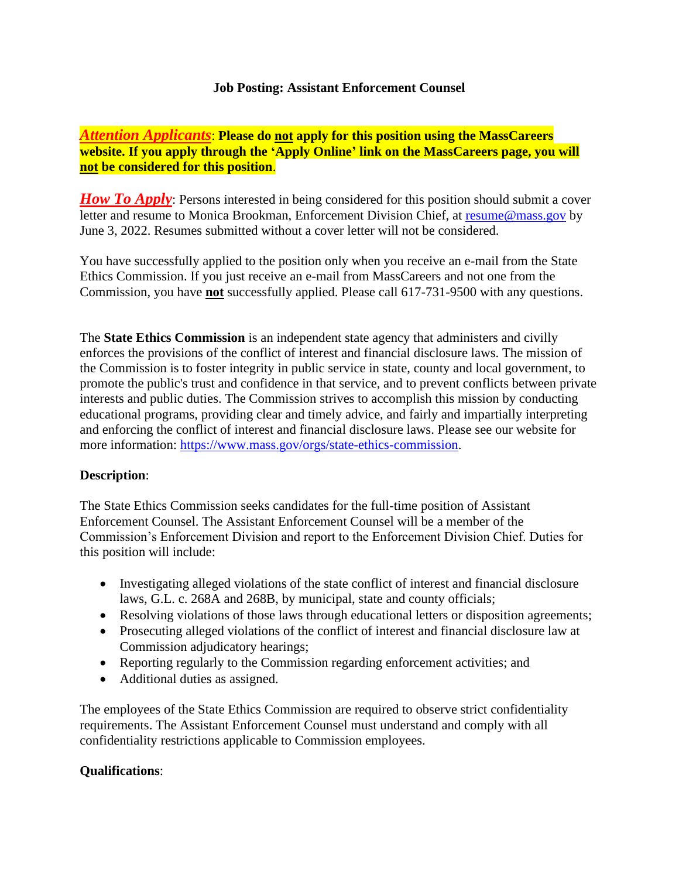# Job Posting: Assistant Enforcement Counsel

***Attention Applicants***: **Please do not apply for this position using the MassCareers website. If you apply through the 'Apply Online' link on the MassCareers page, you will not be considered for this position**.

***How To Apply***: Persons interested in being considered for this position should submit a cover letter and resume to Monica Brookman, Enforcement Division Chief, at resume@mass.gov by June 3, 2022. Resumes submitted without a cover letter will not be considered.

You have successfully applied to the position only when you receive an e-mail from the State Ethics Commission. If you just receive an e-mail from MassCareers and not one from the Commission, you have **not** successfully applied. Please call 617-731-9500 with any questions.

The **State Ethics Commission** is an independent state agency that administers and civilly enforces the provisions of the conflict of interest and financial disclosure laws. The mission of the Commission is to foster integrity in public service in state, county and local government, to promote the public's trust and confidence in that service, and to prevent conflicts between private interests and public duties. The Commission strives to accomplish this mission by conducting educational programs, providing clear and timely advice, and fairly and impartially interpreting and enforcing the conflict of interest and financial disclosure laws. Please see our website for more information: https://www.mass.gov/orgs/state-ethics-commission.

**Description**:

The State Ethics Commission seeks candidates for the full-time position of Assistant Enforcement Counsel. The Assistant Enforcement Counsel will be a member of the Commission's Enforcement Division and report to the Enforcement Division Chief. Duties for this position will include:

- Investigating alleged violations of the state conflict of interest and financial disclosure laws, G.L. c. 268A and 268B, by municipal, state and county officials;
- Resolving violations of those laws through educational letters or disposition agreements;
- Prosecuting alleged violations of the conflict of interest and financial disclosure law at Commission adjudicatory hearings;
- Reporting regularly to the Commission regarding enforcement activities; and
- Additional duties as assigned.

The employees of the State Ethics Commission are required to observe strict confidentiality requirements. The Assistant Enforcement Counsel must understand and comply with all confidentiality restrictions applicable to Commission employees.

**Qualifications**: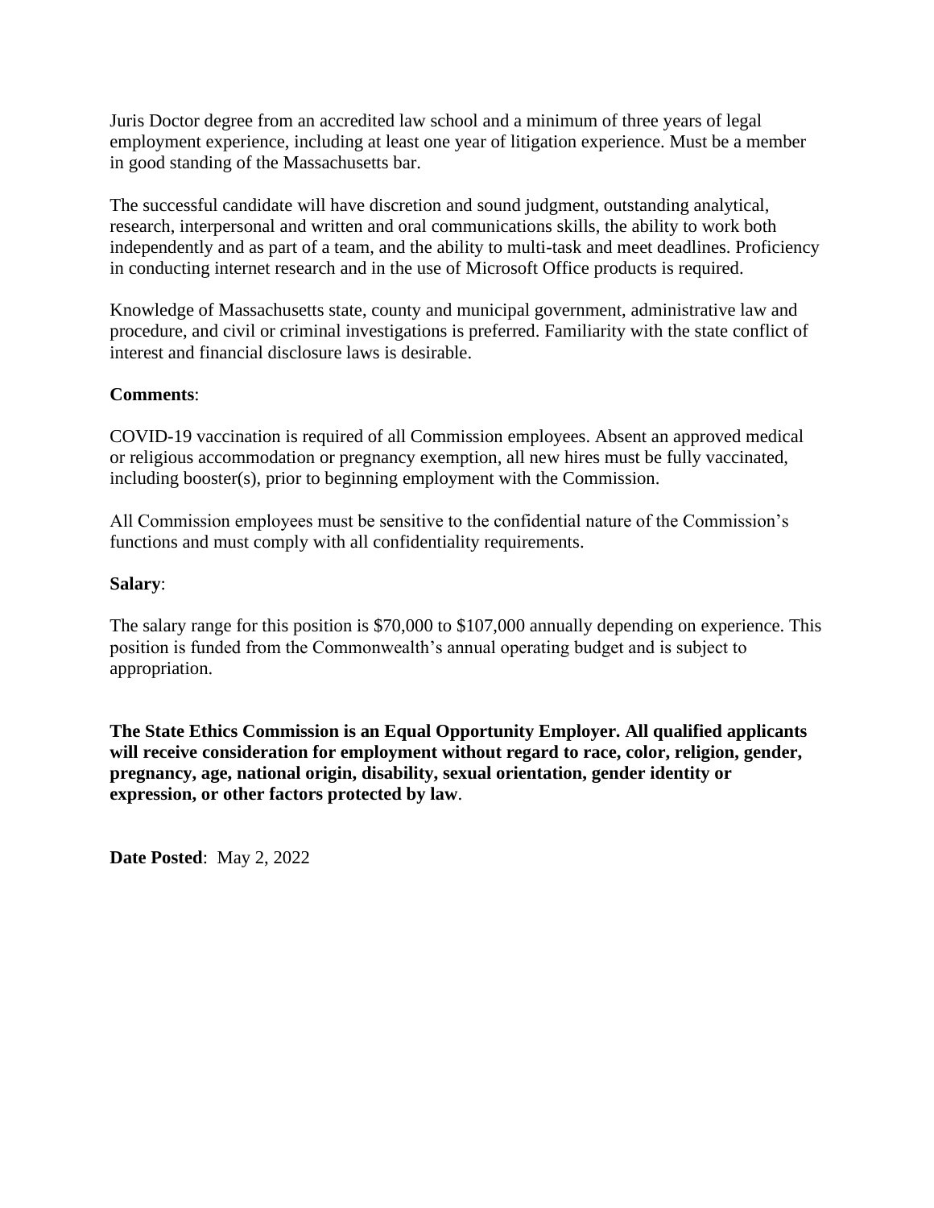Juris Doctor degree from an accredited law school and a minimum of three years of legal employment experience, including at least one year of litigation experience. Must be a member in good standing of the Massachusetts bar.

The successful candidate will have discretion and sound judgment, outstanding analytical, research, interpersonal and written and oral communications skills, the ability to work both independently and as part of a team, and the ability to multi-task and meet deadlines. Proficiency in conducting internet research and in the use of Microsoft Office products is required.

Knowledge of Massachusetts state, county and municipal government, administrative law and procedure, and civil or criminal investigations is preferred. Familiarity with the state conflict of interest and financial disclosure laws is desirable.

**Comments**:

COVID-19 vaccination is required of all Commission employees. Absent an approved medical or religious accommodation or pregnancy exemption, all new hires must be fully vaccinated, including booster(s), prior to beginning employment with the Commission.

All Commission employees must be sensitive to the confidential nature of the Commission's functions and must comply with all confidentiality requirements.

**Salary**:

The salary range for this position is $70,000 to $107,000 annually depending on experience. This position is funded from the Commonwealth's annual operating budget and is subject to appropriation.

**The State Ethics Commission is an Equal Opportunity Employer. All qualified applicants will receive consideration for employment without regard to race, color, religion, gender, pregnancy, age, national origin, disability, sexual orientation, gender identity or expression, or other factors protected by law**.

**Date Posted**: May 2, 2022